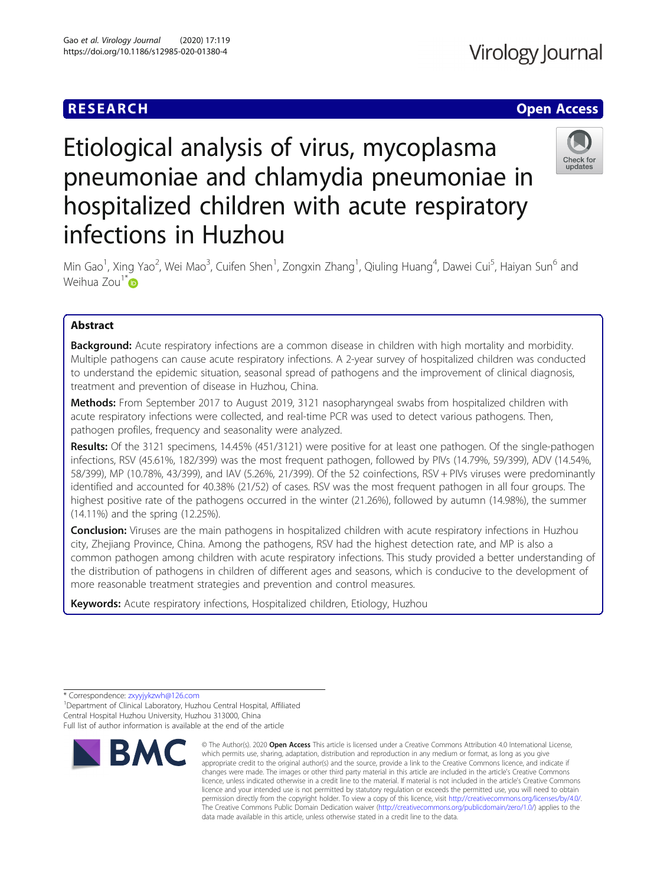RESEARCH

Open Access

# Etiological analysis of virus, mycoplasma pneumoniae and chlamydia pneumoniae in hospitalized children with acute respiratory infections in Huzhou

Min Gao[1], Xing Yao[2], Wei Mao[3], Cuifen Shen[1], Zongxin Zhang[1], Qiuling Huang[4], Dawei Cui[5], Haiyan Sun[6] and Weihua Zou[1*]

## Abstract

**Background:** Acute respiratory infections are a common disease in children with high mortality and morbidity. Multiple pathogens can cause acute respiratory infections. A 2-year survey of hospitalized children was conducted to understand the epidemic situation, seasonal spread of pathogens and the improvement of clinical diagnosis, treatment and prevention of disease in Huzhou, China.

**Methods:** From September 2017 to August 2019, 3121 nasopharyngeal swabs from hospitalized children with acute respiratory infections were collected, and real-time PCR was used to detect various pathogens. Then, pathogen profiles, frequency and seasonality were analyzed.

**Results:** Of the 3121 specimens, 14.45% (451/3121) were positive for at least one pathogen. Of the single-pathogen infections, RSV (45.61%, 182/399) was the most frequent pathogen, followed by PIVs (14.79%, 59/399), ADV (14.54%, 58/399), MP (10.78%, 43/399), and IAV (5.26%, 21/399). Of the 52 coinfections, RSV + PIVs viruses were predominantly identified and accounted for 40.38% (21/52) of cases. RSV was the most frequent pathogen in all four groups. The highest positive rate of the pathogens occurred in the winter (21.26%), followed by autumn (14.98%), the summer (14.11%) and the spring (12.25%).

**Conclusion:** Viruses are the main pathogens in hospitalized children with acute respiratory infections in Huzhou city, Zhejiang Province, China. Among the pathogens, RSV had the highest detection rate, and MP is also a common pathogen among children with acute respiratory infections. This study provided a better understanding of the distribution of pathogens in children of different ages and seasons, which is conducive to the development of more reasonable treatment strategies and prevention and control measures.

**Keywords:** Acute respiratory infections, Hospitalized children, Etiology, Huzhou

\* Correspondence: zxyyjykzwh@126.com

[1]Department of Clinical Laboratory, Huzhou Central Hospital, Affiliated Central Hospital Huzhou University, Huzhou 313000, China

Full list of author information is available at the end of the article

© The Author(s). 2020 **Open Access** This article is licensed under a Creative Commons Attribution 4.0 International License, which permits use, sharing, adaptation, distribution and reproduction in any medium or format, as long as you give appropriate credit to the original author(s) and the source, provide a link to the Creative Commons licence, and indicate if changes were made. The images or other third party material in this article are included in the article's Creative Commons licence, unless indicated otherwise in a credit line to the material. If material is not included in the article's Creative Commons licence and your intended use is not permitted by statutory regulation or exceeds the permitted use, you will need to obtain permission directly from the copyright holder. To view a copy of this licence, visit http://creativecommons.org/licenses/by/4.0/. The Creative Commons Public Domain Dedication waiver (http://creativecommons.org/publicdomain/zero/1.0/) applies to the data made available in this article, unless otherwise stated in a credit line to the data.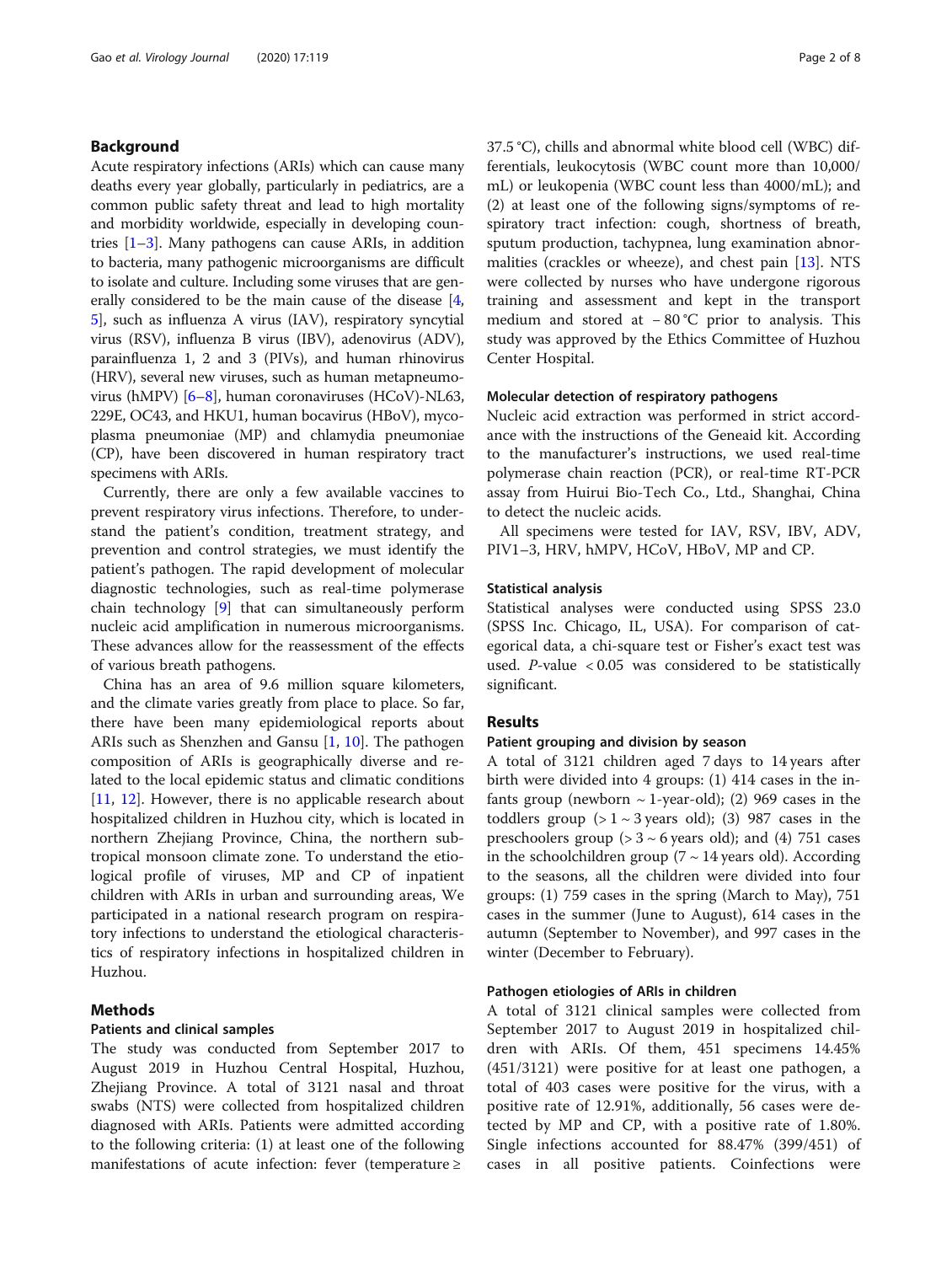## Background

Acute respiratory infections (ARIs) which can cause many deaths every year globally, particularly in pediatrics, are a common public safety threat and lead to high mortality and morbidity worldwide, especially in developing countries [1–3]. Many pathogens can cause ARIs, in addition to bacteria, many pathogenic microorganisms are difficult to isolate and culture. Including some viruses that are generally considered to be the main cause of the disease [4, 5], such as influenza A virus (IAV), respiratory syncytial virus (RSV), influenza B virus (IBV), adenovirus (ADV), parainfluenza 1, 2 and 3 (PIVs), and human rhinovirus (HRV), several new viruses, such as human metapneumovirus (hMPV) [6–8], human coronaviruses (HCoV)-NL63, 229E, OC43, and HKU1, human bocavirus (HBoV), mycoplasma pneumoniae (MP) and chlamydia pneumoniae (CP), have been discovered in human respiratory tract specimens with ARIs.

Currently, there are only a few available vaccines to prevent respiratory virus infections. Therefore, to understand the patient's condition, treatment strategy, and prevention and control strategies, we must identify the patient's pathogen. The rapid development of molecular diagnostic technologies, such as real-time polymerase chain technology [9] that can simultaneously perform nucleic acid amplification in numerous microorganisms. These advances allow for the reassessment of the effects of various breath pathogens.

China has an area of 9.6 million square kilometers, and the climate varies greatly from place to place. So far, there have been many epidemiological reports about ARIs such as Shenzhen and Gansu [1, 10]. The pathogen composition of ARIs is geographically diverse and related to the local epidemic status and climatic conditions [11, 12]. However, there is no applicable research about hospitalized children in Huzhou city, which is located in northern Zhejiang Province, China, the northern subtropical monsoon climate zone. To understand the etiological profile of viruses, MP and CP of inpatient children with ARIs in urban and surrounding areas, We participated in a national research program on respiratory infections to understand the etiological characteristics of respiratory infections in hospitalized children in Huzhou.

## Methods

### Patients and clinical samples

The study was conducted from September 2017 to August 2019 in Huzhou Central Hospital, Huzhou, Zhejiang Province. A total of 3121 nasal and throat swabs (NTS) were collected from hospitalized children diagnosed with ARIs. Patients were admitted according to the following criteria: (1) at least one of the following manifestations of acute infection: fever (temperature ≥ 37.5 °C), chills and abnormal white blood cell (WBC) differentials, leukocytosis (WBC count more than 10,000/mL) or leukopenia (WBC count less than 4000/mL); and (2) at least one of the following signs/symptoms of respiratory tract infection: cough, shortness of breath, sputum production, tachypnea, lung examination abnormalities (crackles or wheeze), and chest pain [13]. NTS were collected by nurses who have undergone rigorous training and assessment and kept in the transport medium and stored at − 80 °C prior to analysis. This study was approved by the Ethics Committee of Huzhou Center Hospital.

### Molecular detection of respiratory pathogens

Nucleic acid extraction was performed in strict accordance with the instructions of the Geneaid kit. According to the manufacturer's instructions, we used real-time polymerase chain reaction (PCR), or real-time RT-PCR assay from Huirui Bio-Tech Co., Ltd., Shanghai, China to detect the nucleic acids.

All specimens were tested for IAV, RSV, IBV, ADV, PIV1–3, HRV, hMPV, HCoV, HBoV, MP and CP.

### Statistical analysis

Statistical analyses were conducted using SPSS 23.0 (SPSS Inc. Chicago, IL, USA). For comparison of categorical data, a chi-square test or Fisher's exact test was used. $P$-value $< 0.05$ was considered to be statistically significant.

## Results

### Patient grouping and division by season

A total of 3121 children aged 7 days to 14 years after birth were divided into 4 groups: (1) 414 cases in the infants group (newborn ~ 1-year-old); (2) 969 cases in the toddlers group (> 1 ~ 3 years old); (3) 987 cases in the preschoolers group (> 3 ~ 6 years old); and (4) 751 cases in the schoolchildren group (7 ~ 14 years old). According to the seasons, all the children were divided into four groups: (1) 759 cases in the spring (March to May), 751 cases in the summer (June to August), 614 cases in the autumn (September to November), and 997 cases in the winter (December to February).

### Pathogen etiologies of ARIs in children

A total of 3121 clinical samples were collected from September 2017 to August 2019 in hospitalized children with ARIs. Of them, 451 specimens 14.45% (451/3121) were positive for at least one pathogen, a total of 403 cases were positive for the virus, with a positive rate of 12.91%, additionally, 56 cases were detected by MP and CP, with a positive rate of 1.80%. Single infections accounted for 88.47% (399/451) of cases in all positive patients. Coinfections were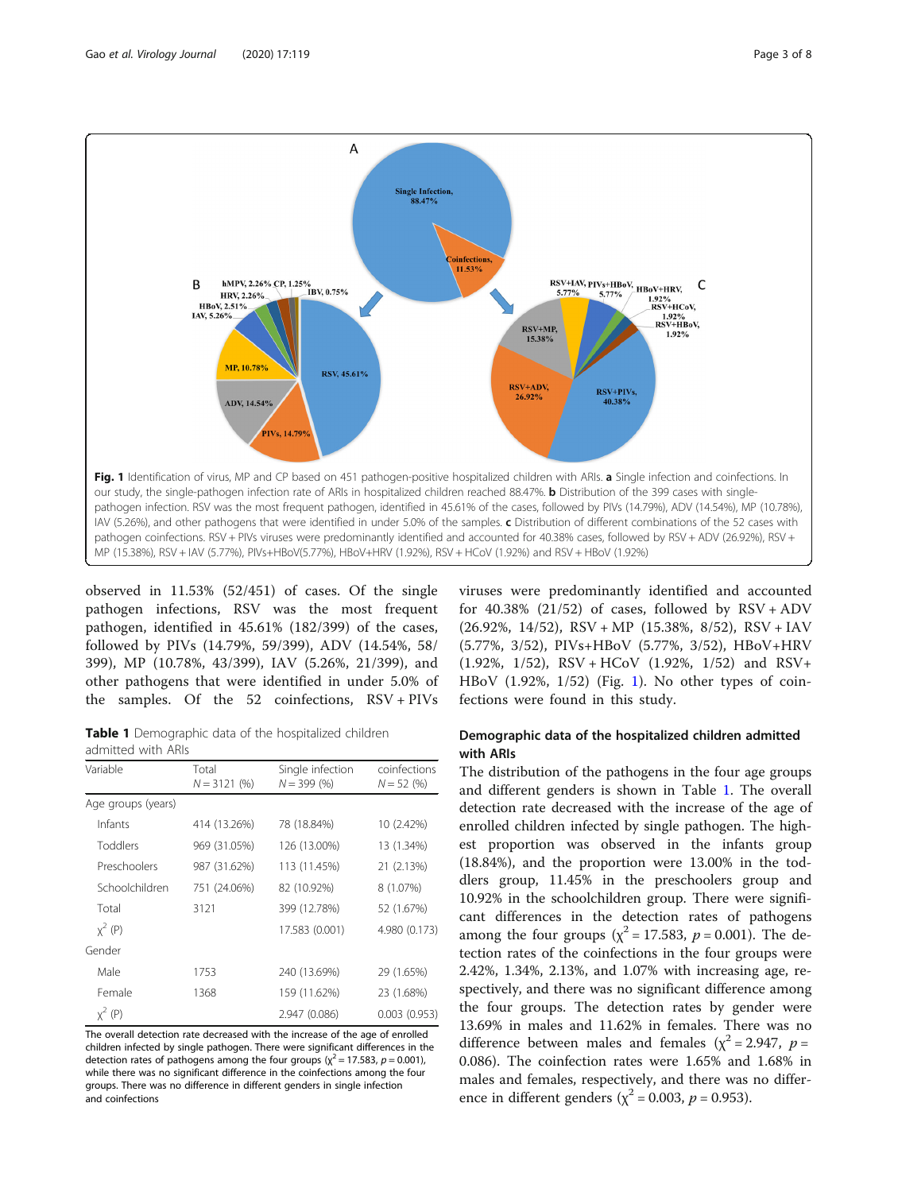**Fig. 1** Identification of virus, MP and CP based on 451 pathogen-positive hospitalized children with ARIs. **a** Single infection and coinfections. In our study, the single-pathogen infection rate of ARIs in hospitalized children reached 88.47%. **b** Distribution of the 399 cases with single-pathogen infection. RSV was the most frequent pathogen, identified in 45.61% of the cases, followed by PIVs (14.79%), ADV (14.54%), MP (10.78%), IAV (5.26%), and other pathogens that were identified in under 5.0% of the samples. **c** Distribution of different combinations of the 52 cases with pathogen coinfections. RSV + PIVs viruses were predominantly identified and accounted for 40.38% cases, followed by RSV + ADV (26.92%), RSV + MP (15.38%), RSV + IAV (5.77%), PIVs+HBoV(5.77%), HBoV+HRV (1.92%), RSV + HCoV (1.92%) and RSV + HBoV (1.92%)

observed in 11.53% (52/451) of cases. Of the single pathogen infections, RSV was the most frequent pathogen, identified in 45.61% (182/399) of the cases, followed by PIVs (14.79%, 59/399), ADV (14.54%, 58/399), MP (10.78%, 43/399), IAV (5.26%, 21/399), and other pathogens that were identified in under 5.0% of the samples. Of the 52 coinfections, RSV + PIVs viruses were predominantly identified and accounted for 40.38% (21/52) of cases, followed by RSV + ADV (26.92%, 14/52), RSV + MP (15.38%, 8/52), RSV + IAV (5.77%, 3/52), PIVs+HBoV (5.77%, 3/52), HBoV+HRV (1.92%, 1/52), RSV + HCoV (1.92%, 1/52) and RSV+ HBoV (1.92%, 1/52) (Fig. 1). No other types of coinfections were found in this study.

**Table 1** Demographic data of the hospitalized children admitted with ARIs

| Variable | Total $N = 3121$ (%) | Single infection $N = 399$ (%) | coinfections $N = 52$ (%) |
|---|---|---|---|
| Age groups (years) | | | |
| Infants | 414 (13.26%) | 78 (18.84%) | 10 (2.42%) |
| Toddlers | 969 (31.05%) | 126 (13.00%) | 13 (1.34%) |
| Preschoolers | 987 (31.62%) | 113 (11.45%) | 21 (2.13%) |
| Schoolchildren | 751 (24.06%) | 82 (10.92%) | 8 (1.07%) |
| Total | 3121 | 399 (12.78%) | 52 (1.67%) |
| $\chi^2$ (P) | | 17.583 (0.001) | 4.980 (0.173) |
| Gender | | | |
| Male | 1753 | 240 (13.69%) | 29 (1.65%) |
| Female | 1368 | 159 (11.62%) | 23 (1.68%) |
| $\chi^2$ (P) | | 2.947 (0.086) | 0.003 (0.953) |

The overall detection rate decreased with the increase of the age of enrolled children infected by single pathogen. There were significant differences in the detection rates of pathogens among the four groups ($\chi^2 = 17.583$, $p = 0.001$), while there was no significant difference in the coinfections among the four groups ($\chi^2 = 4.980$, $p = 0.173$). There was no difference in different genders in single infection and coinfections

### Demographic data of the hospitalized children admitted with ARIs

The distribution of the pathogens in the four age groups and different genders is shown in Table 1. The overall detection rate decreased with the increase of the age of enrolled children infected by single pathogen. The highest proportion was observed in the infants group (18.84%), and the proportion were 13.00% in the toddlers group, 11.45% in the preschoolers group and 10.92% in the schoolchildren group. There were significant differences in the detection rates of pathogens among the four groups ($\chi^2 = 17.583$, $p = 0.001$). The detection rates of the coinfections in the four groups were 2.42%, 1.34%, 2.13%, and 1.07% with increasing age, respectively, and there was no significant difference among the four groups. The detection rates by gender were 13.69% in males and 11.62% in females. There was no difference between males and females ($\chi^2 = 2.947$, $p = 0.086$). The coinfection rates were 1.65% and 1.68% in males and females, respectively, and there was no difference in different genders ($\chi^2 = 0.003$, $p = 0.953$).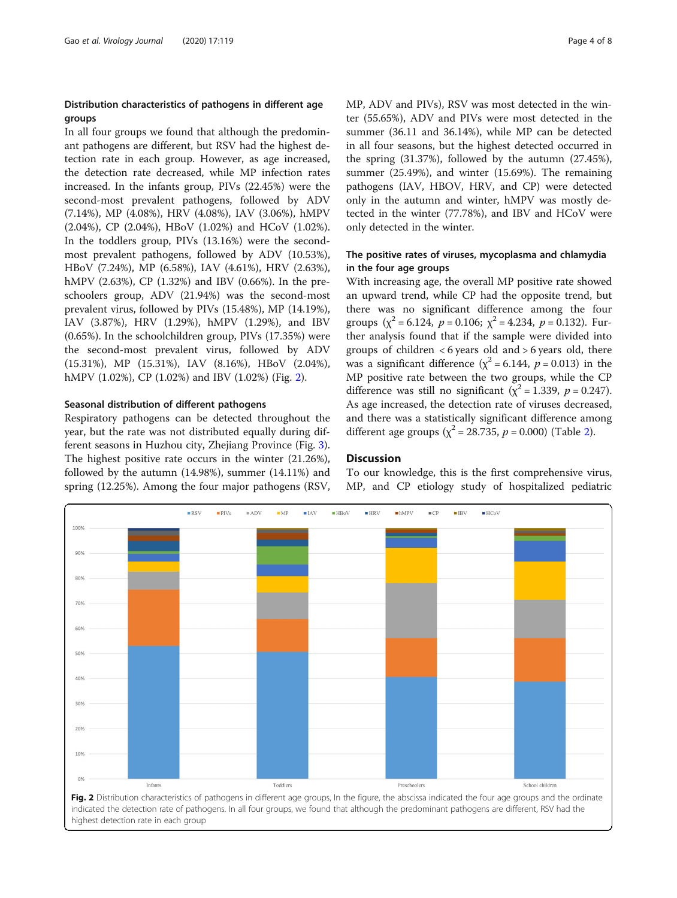### Distribution characteristics of pathogens in different age groups

In all four groups we found that although the predominant pathogens are different, but RSV had the highest detection rate in each group. However, as age increased, the detection rate decreased, while MP infection rates increased. In the infants group, PIVs (22.45%) were the second-most prevalent pathogens, followed by ADV (7.14%), MP (4.08%), HRV (4.08%), IAV (3.06%), hMPV (2.04%), CP (2.04%), HBoV (1.02%) and HCoV (1.02%). In the toddlers group, PIVs (13.16%) were the second-most prevalent pathogens, followed by ADV (10.53%), HBoV (7.24%), MP (6.58%), IAV (4.61%), HRV (2.63%), hMPV (2.63%), CP (1.32%) and IBV (0.66%). In the preschoolers group, ADV (21.94%) was the second-most prevalent virus, followed by PIVs (15.48%), MP (14.19%), IAV (3.87%), HRV (1.29%), hMPV (1.29%), and IBV (0.65%). In the schoolchildren group, PIVs (17.35%) were the second-most prevalent virus, followed by ADV (15.31%), MP (15.31%), IAV (8.16%), HBoV (2.04%), hMPV (1.02%), CP (1.02%) and IBV (1.02%) (Fig. 2).

### Seasonal distribution of different pathogens

Respiratory pathogens can be detected throughout the year, but the rate was not distributed equally during different seasons in Huzhou city, Zhejiang Province (Fig. 3). The highest positive rate occurs in the winter (21.26%), followed by the autumn (14.98%), summer (14.11%) and spring (12.25%). Among the four major pathogens (RSV, MP, ADV and PIVs), RSV was most detected in the winter (55.65%), ADV and PIVs were most detected in the summer (36.11 and 36.14%), while MP can be detected in all four seasons, but the highest detected occurred in the spring (31.37%), followed by the autumn (27.45%), summer (25.49%), and winter (15.69%). The remaining pathogens (IAV, HBOV, HRV, and CP) were detected only in the autumn and winter, hMPV was mostly detected in the winter (77.78%), and IBV and HCoV were only detected in the winter.

### The positive rates of viruses, mycoplasma and chlamydia in the four age groups

With increasing age, the overall MP positive rate showed an upward trend, while CP had the opposite trend, but there was no significant difference among the four groups ($\chi^2 = 6.124$, $p = 0.106$; $\chi^2 = 4.234$, $p = 0.132$). Further analysis found that if the sample were divided into groups of children < 6 years old and > 6 years old, there was a significant difference ($\chi^2 = 6.144$, $p = 0.013$) in the MP positive rate between the two groups, while the CP difference was still no significant ($\chi^2 = 1.339$, $p = 0.247$). As age increased, the detection rate of viruses decreased, and there was a statistically significant difference among different age groups ($\chi^2 = 28.735$, $p = 0.000$) (Table 2).

## Discussion

To our knowledge, this is the first comprehensive virus, MP, and CP etiology study of hospitalized pediatric

**Fig. 2** Distribution characteristics of pathogens in different age groups, In the figure, the abscissa indicated the four age groups and the ordinate indicated the detection rate of pathogens. In all four groups, we found that although the predominant pathogens are different, RSV had the highest detection rate in each group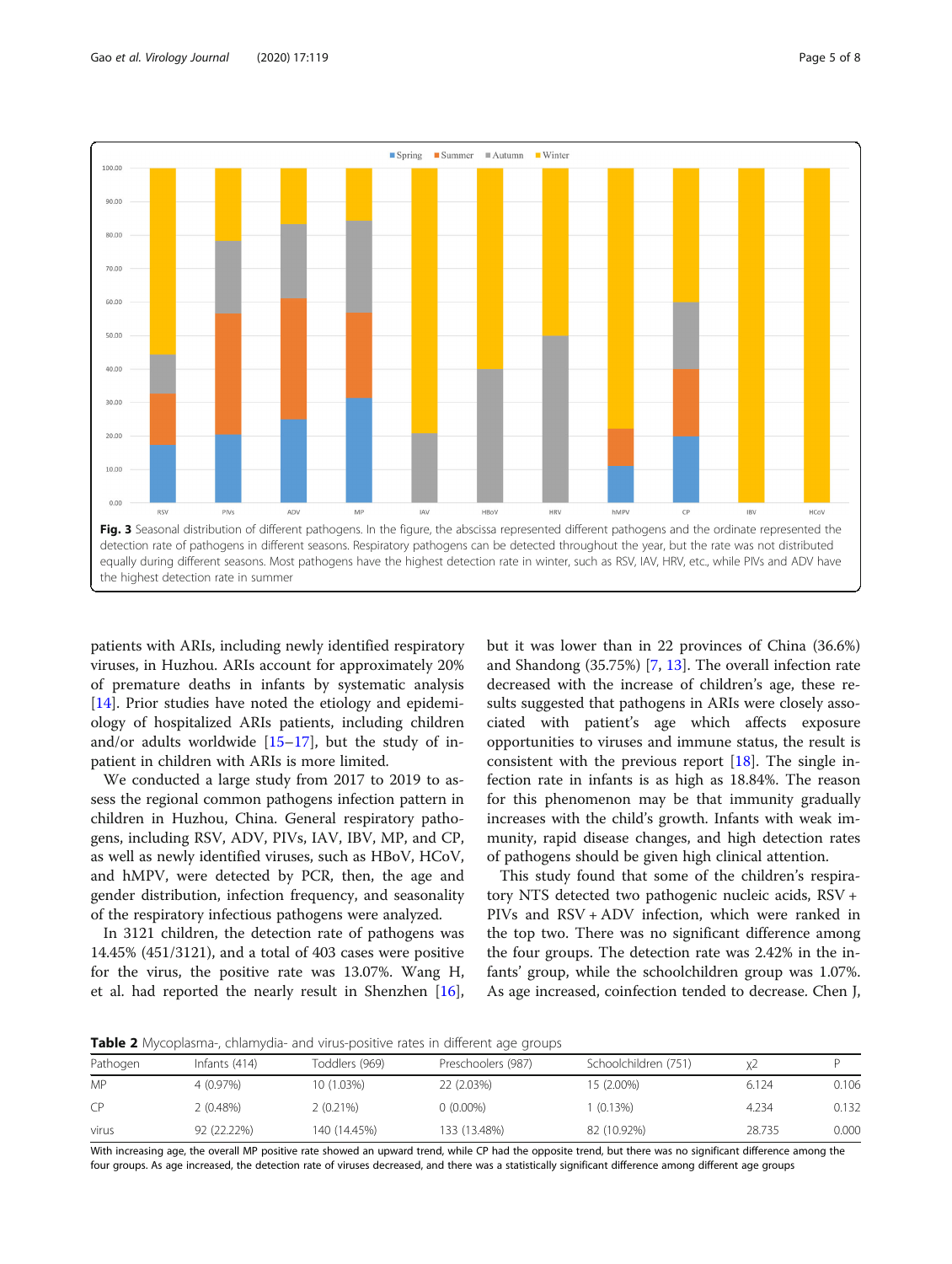**Fig. 3** Seasonal distribution of different pathogens. In the figure, the abscissa represented different pathogens and the ordinate represented the detection rate of pathogens in different seasons. Respiratory pathogens can be detected throughout the year, but the rate was not distributed equally during different seasons. Most pathogens have the highest detection rate in winter, such as RSV, IAV, HRV, etc., while PIVs and ADV have the highest detection rate in summer

patients with ARIs, including newly identified respiratory viruses, in Huzhou. ARIs account for approximately 20% of premature deaths in infants by systematic analysis [14]. Prior studies have noted the etiology and epidemiology of hospitalized ARIs patients, including children and/or adults worldwide [15–17], but the study of inpatient in children with ARIs is more limited.

We conducted a large study from 2017 to 2019 to assess the regional common pathogens infection pattern in children in Huzhou, China. General respiratory pathogens, including RSV, ADV, PIVs, IAV, IBV, MP, and CP, as well as newly identified viruses, such as HBoV, HCoV, and hMPV, were detected by PCR, then, the age and gender distribution, infection frequency, and seasonality of the respiratory infectious pathogens were analyzed.

In 3121 children, the detection rate of pathogens was 14.45% (451/3121), and a total of 403 cases were positive for the virus, the positive rate was 13.07%. Wang H, et al. had reported the nearly result in Shenzhen [16], but it was lower than in 22 provinces of China (36.6%) and Shandong (35.75%) [7, 13]. The overall infection rate decreased with the increase of children's age, these results suggested that pathogens in ARIs were closely associated with patient's age which affects exposure opportunities to viruses and immune status, the result is consistent with the previous report [18]. The single infection rate in infants is as high as 18.84%. The reason for this phenomenon may be that immunity gradually increases with the child's growth. Infants with weak immunity, rapid disease changes, and high detection rates of pathogens should be given high clinical attention.

This study found that some of the children's respiratory NTS detected two pathogenic nucleic acids, RSV + PIVs and RSV + ADV infection, which were ranked in the top two. There was no significant difference among the four groups. The detection rate was 2.42% in the infants' group, while the schoolchildren group was 1.07%. As age increased, coinfection tended to decrease. Chen J,

**Table 2** Mycoplasma-, chlamydia- and virus-positive rates in different age groups

| Pathogen | Infants (414) | Toddlers (969) | Preschoolers (987) | Schoolchildren (751) | $\chi^2$ | P |
|---|---|---|---|---|---|---|
| MP | 4 (0.97%) | 10 (1.03%) | 22 (2.03%) | 15 (2.00%) | 6.124 | 0.106 |
| CP | 2 (0.48%) | 2 (0.21%) | 0 (0.00%) | 1 (0.13%) | 4.234 | 0.132 |
| virus | 92 (22.22%) | 140 (14.45%) | 133 (13.48%) | 82 (10.92%) | 28.735 | 0.000 |

With increasing age, the overall MP positive rate showed an upward trend, while CP had the opposite trend, but there was no significant difference among the four groups. As age increased, the detection rate of viruses decreased, and there was a statistically significant difference among different age groups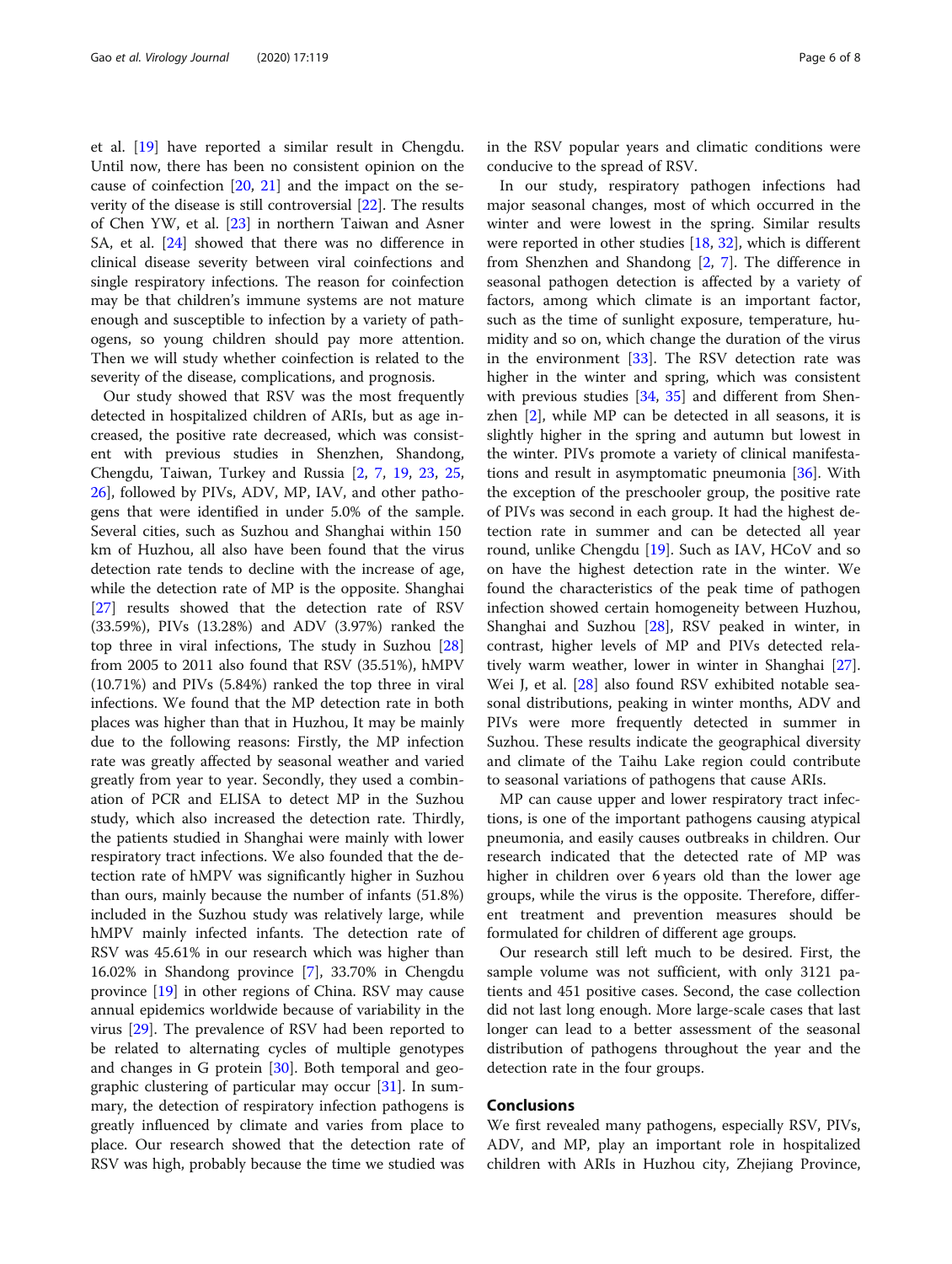et al. [19] have reported a similar result in Chengdu. Until now, there has been no consistent opinion on the cause of coinfection [20, 21] and the impact on the severity of the disease is still controversial [22]. The results of Chen YW, et al. [23] in northern Taiwan and Asner SA, et al. [24] showed that there was no difference in clinical disease severity between viral coinfections and single respiratory infections. The reason for coinfection may be that children's immune systems are not mature enough and susceptible to infection by a variety of pathogens, so young children should pay more attention. Then we will study whether coinfection is related to the severity of the disease, complications, and prognosis.

Our study showed that RSV was the most frequently detected in hospitalized children of ARIs, but as age increased, the positive rate decreased, which was consistent with previous studies in Shenzhen, Shandong, Chengdu, Taiwan, Turkey and Russia [2, 7, 19, 23, 25, 26], followed by PIVs, ADV, MP, IAV, and other pathogens that were identified in under 5.0% of the sample. Several cities, such as Suzhou and Shanghai within 150 km of Huzhou, all also have been found that the virus detection rate tends to decline with the increase of age, while the detection rate of MP is the opposite. Shanghai [27] results showed that the detection rate of RSV (33.59%), PIVs (13.28%) and ADV (3.97%) ranked the top three in viral infections, The study in Suzhou [28] from 2005 to 2011 also found that RSV (35.51%), hMPV (10.71%) and PIVs (5.84%) ranked the top three in viral infections. We found that the MP detection rate in both places was higher than that in Huzhou, It may be mainly due to the following reasons: Firstly, the MP infection rate was greatly affected by seasonal weather and varied greatly from year to year. Secondly, they used a combination of PCR and ELISA to detect MP in the Suzhou study, which also increased the detection rate. Thirdly, the patients studied in Shanghai were mainly with lower respiratory tract infections. We also founded that the detection rate of hMPV was significantly higher in Suzhou than ours, mainly because the number of infants (51.8%) included in the Suzhou study was relatively large, while hMPV mainly infected infants. The detection rate of RSV was 45.61% in our research which was higher than 16.02% in Shandong province [7], 33.70% in Chengdu province [19] in other regions of China. RSV may cause annual epidemics worldwide because of variability in the virus [29]. The prevalence of RSV had been reported to be related to alternating cycles of multiple genotypes and changes in G protein [30]. Both temporal and geographic clustering of particular may occur [31]. In summary, the detection of respiratory infection pathogens is greatly influenced by climate and varies from place to place. Our research showed that the detection rate of RSV was high, probably because the time we studied was in the RSV popular years and climatic conditions were conducive to the spread of RSV.

In our study, respiratory pathogen infections had major seasonal changes, most of which occurred in the winter and were lowest in the spring. Similar results were reported in other studies [18, 32], which is different from Shenzhen and Shandong [2, 7]. The difference in seasonal pathogen detection is affected by a variety of factors, among which climate is an important factor, such as the time of sunlight exposure, temperature, humidity and so on, which change the duration of the virus in the environment [33]. The RSV detection rate was higher in the winter and spring, which was consistent with previous studies [34, 35] and different from Shenzhen [2], while MP can be detected in all seasons, it is slightly higher in the spring and autumn but lowest in the winter. PIVs promote a variety of clinical manifestations and result in asymptomatic pneumonia [36]. With the exception of the preschooler group, the positive rate of PIVs was second in each group. It had the highest detection rate in summer and can be detected all year round, unlike Chengdu [19]. Such as IAV, HCoV and so on have the highest detection rate in the winter. We found the characteristics of the peak time of pathogen infection showed certain homogeneity between Huzhou, Shanghai and Suzhou [28], RSV peaked in winter, in contrast, higher levels of MP and PIVs detected relatively warm weather, lower in winter in Shanghai [27]. Wei J, et al. [28] also found RSV exhibited notable seasonal distributions, peaking in winter months, ADV and PIVs were more frequently detected in summer in Suzhou. These results indicate the geographical diversity and climate of the Taihu Lake region could contribute to seasonal variations of pathogens that cause ARIs.

MP can cause upper and lower respiratory tract infections, is one of the important pathogens causing atypical pneumonia, and easily causes outbreaks in children. Our research indicated that the detected rate of MP was higher in children over 6 years old than the lower age groups, while the virus is the opposite. Therefore, different treatment and prevention measures should be formulated for children of different age groups.

Our research still left much to be desired. First, the sample volume was not sufficient, with only 3121 patients and 451 positive cases. Second, the case collection did not last long enough. More large-scale cases that last longer can lead to a better assessment of the seasonal distribution of pathogens throughout the year and the detection rate in the four groups.

## Conclusions

We first revealed many pathogens, especially RSV, PIVs, ADV, and MP, play an important role in hospitalized children with ARIs in Huzhou city, Zhejiang Province,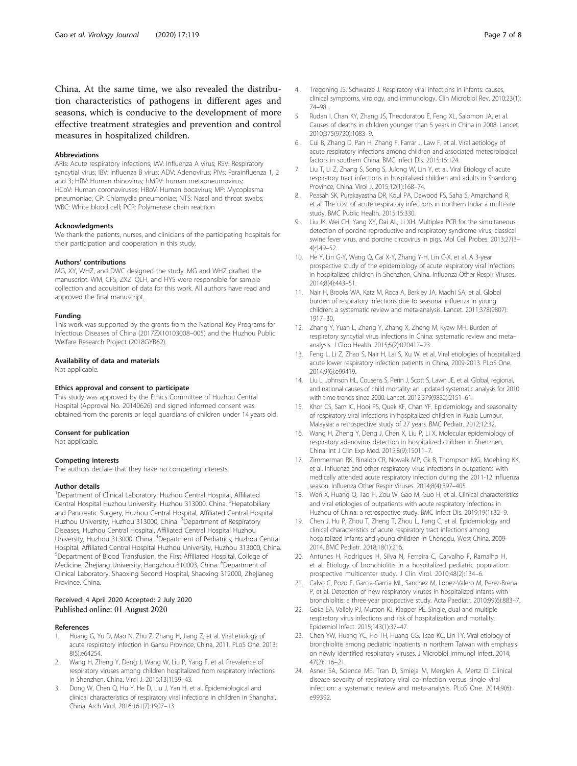China. At the same time, we also revealed the distribution characteristics of pathogens in different ages and seasons, which is conducive to the development of more effective treatment strategies and prevention and control measures in hospitalized children.

#### Abbreviations

ARIs: Acute respiratory infections; IAV: Influenza A virus; RSV: Respiratory syncytial virus; IBV: Influenza B virus; ADV: Adenovirus; PIVs: Parainfluenza 1, 2 and 3; HRV: Human rhinovirus; hMPV: human metapneumovirus; HCoV: Human coronaviruses; HBoV: Human bocavirus; MP: Mycoplasma pneumoniae; CP: Chlamydia pneumoniae; NTS: Nasal and throat swabs; WBC: White blood cell; PCR: Polymerase chain reaction

#### Acknowledgments

We thank the patients, nurses, and clinicians of the participating hospitals for their participation and cooperation in this study.

#### Authors' contributions

MG, XY, WHZ, and DWC designed the study. MG and WHZ drafted the manuscript. WM, CFS, ZXZ, QLH, and HYS were responsible for sample collection and acquisition of data for this work. All authors have read and approved the final manuscript.

#### Funding

This work was supported by the grants from the National Key Programs for Infectious Diseases of China (2017ZX10103008–005) and the Huzhou Public Welfare Research Project (2018GYB62).

#### Availability of data and materials

Not applicable.

#### Ethics approval and consent to participate

This study was approved by the Ethics Committee of Huzhou Central Hospital (Approval No. 20140626) and signed informed consent was obtained from the parents or legal guardians of children under 14 years old.

#### Consent for publication

Not applicable.

#### Competing interests

The authors declare that they have no competing interests.

#### Author details

[1]Department of Clinical Laboratory, Huzhou Central Hospital, Affiliated Central Hospital Huzhou University, Huzhou 313000, China. [2]Hepatobiliary and Pancreatic Surgery, Huzhou Central Hospital, Affiliated Central Hospital Huzhou University, Huzhou 313000, China. [3]Department of Respiratory Diseases, Huzhou Central Hospital, Affiliated Central Hospital Huzhou University, Huzhou 313000, China. [4]Department of Pediatrics, Huzhou Central Hospital, Affiliated Central Hospital Huzhou University, Huzhou 313000, China. [5]Department of Blood Transfusion, the First Affiliated Hospital, College of Medicine, Zhejiang University, Hangzhou 310003, China. [6]Department of Clinical Laboratory, Shaoxing Second Hospital, Shaoxing 312000, Zhejianeg Province, China.

Received: 4 April 2020 Accepted: 2 July 2020
Published online: 01 August 2020

#### References

1. Huang G, Yu D, Mao N, Zhu Z, Zhang H, Jiang Z, et al. Viral etiology of acute respiratory infection in Gansu Province, China, 2011. PLoS One. 2013; 8(5):e64254.
2. Wang H, Zheng Y, Deng J, Wang W, Liu P, Yang F, et al. Prevalence of respiratory viruses among children hospitalized from respiratory infections in Shenzhen, China. Virol J. 2016;13(1):39–43.
3. Dong W, Chen Q, Hu Y, He D, Liu J, Yan H, et al. Epidemiological and clinical characteristics of respiratory viral infections in children in Shanghai, China. Arch Virol. 2016;161(7):1907–13.
4. Tregoning JS, Schwarze J. Respiratory viral infections in infants: causes, clinical symptoms, virology, and immunology. Clin Microbiol Rev. 2010;23(1): 74–98.
5. Rudan I, Chan KY, Zhang JS, Theodoratou E, Feng XL, Salomon JA, et al. Causes of deaths in children younger than 5 years in China in 2008. Lancet. 2010;375(9720):1083–9.
6. Cui B, Zhang D, Pan H, Zhang F, Farrar J, Law F, et al. Viral aetiology of acute respiratory infections among children and associated meteorological factors in southern China. BMC Infect Dis. 2015;15:124.
7. Liu T, Li Z, Zhang S, Song S, Julong W, Lin Y, et al. Viral Etiology of acute respiratory tract infections in hospitalized children and adults in Shandong Province, China. Virol J. 2015;12(1):168–74.
8. Peasah SK, Purakayastha DR, Koul PA, Dawood FS, Saha S, Amarchand R, et al. The cost of acute respiratory infections in northern India: a multi-site study. BMC Public Health. 2015;15:330.
9. Liu JK, Wei CH, Yang XY, Dai AL, Li XH. Multiplex PCR for the simultaneous detection of porcine reproductive and respiratory syndrome virus, classical swine fever virus, and porcine circovirus in pigs. Mol Cell Probes. 2013;27(3–4):149–52.
10. He Y, Lin G-Y, Wang Q, Cai X-Y, Zhang Y-H, Lin C-X, et al. A 3-year prospective study of the epidemiology of acute respiratory viral infections in hospitalized children in Shenzhen, China. Influenza Other Respir Viruses. 2014;8(4):443–51.
11. Nair H, Brooks WA, Katz M, Roca A, Berkley JA, Madhi SA, et al. Global burden of respiratory infections due to seasonal influenza in young children: a systematic review and meta-analysis. Lancet. 2011;378(9807): 1917–30.
12. Zhang Y, Yuan L, Zhang Y, Zhang X, Zheng M, Kyaw MH. Burden of respiratory syncytial virus infections in China: systematic review and meta–analysis. J Glob Health. 2015;5(2):020417–23.
13. Feng L, Li Z, Zhao S, Nair H, Lai S, Xu W, et al. Viral etiologies of hospitalized acute lower respiratory infection patients in China, 2009-2013. PLoS One. 2014;9(6):e99419.
14. Liu L, Johnson HL, Cousens S, Perin J, Scott S, Lawn JE, et al. Global, regional, and national causes of child mortality: an updated systematic analysis for 2010 with time trends since 2000. Lancet. 2012;379(9832):2151–61.
15. Khor CS, Sam IC, Hooi PS, Quek KF, Chan YF. Epidemiology and seasonality of respiratory viral infections in hospitalized children in Kuala Lumpur, Malaysia: a retrospective study of 27 years. BMC Pediatr. 2012;12:32.
16. Wang H, Zheng Y, Deng J, Chen X, Liu P, Li X. Molecular epidemiology of respiratory adenovirus detection in hospitalized children in Shenzhen, China. Int J Clin Exp Med. 2015;8(9):15011–7.
17. Zimmerman RK, Rinaldo CR, Nowalk MP, Gk B, Thompson MG, Moehling KK, et al. Influenza and other respiratory virus infections in outpatients with medically attended acute respiratory infection during the 2011-12 influenza season. Influenza Other Respir Viruses. 2014;8(4):397–405.
18. Wen X, Huang Q, Tao H, Zou W, Gao M, Guo H, et al. Clinical characteristics and viral etiologies of outpatients with acute respiratory infections in Huzhou of China: a retrospective study. BMC Infect Dis. 2019;19(1):32–9.
19. Chen J, Hu P, Zhou T, Zheng T, Zhou L, Jiang C, et al. Epidemiology and clinical characteristics of acute respiratory tract infections among hospitalized infants and young children in Chengdu, West China, 2009-2014. BMC Pediatr. 2018;18(1):216.
20. Antunes H, Rodrigues H, Silva N, Ferreira C, Carvalho F, Ramalho H, et al. Etiology of bronchiolitis in a hospitalized pediatric population: prospective multicenter study. J Clin Virol. 2010;48(2):134–6.
21. Calvo C, Pozo F, Garcia-Garcia ML, Sanchez M, Lopez-Valero M, Perez-Brena P, et al. Detection of new respiratory viruses in hospitalized infants with bronchiolitis: a three-year prospective study. Acta Paediatr. 2010;99(6):883–7.
22. Goka EA, Vallely PJ, Mutton KJ, Klapper PE. Single, dual and multiple respiratory virus infections and risk of hospitalization and mortality. Epidemiol Infect. 2015;143(1):37–47.
23. Chen YW, Huang YC, Ho TH, Huang CG, Tsao KC, Lin TY. Viral etiology of bronchiolitis among pediatric inpatients in northern Taiwan with emphasis on newly identified respiratory viruses. J Microbiol Immunol Infect. 2014; 47(2):116–21.
24. Asner SA, Science ME, Tran D, Smieja M, Merglen A, Mertz D. Clinical disease severity of respiratory viral co-infection versus single viral infection: a systematic review and meta-analysis. PLoS One. 2014;9(6): e99392.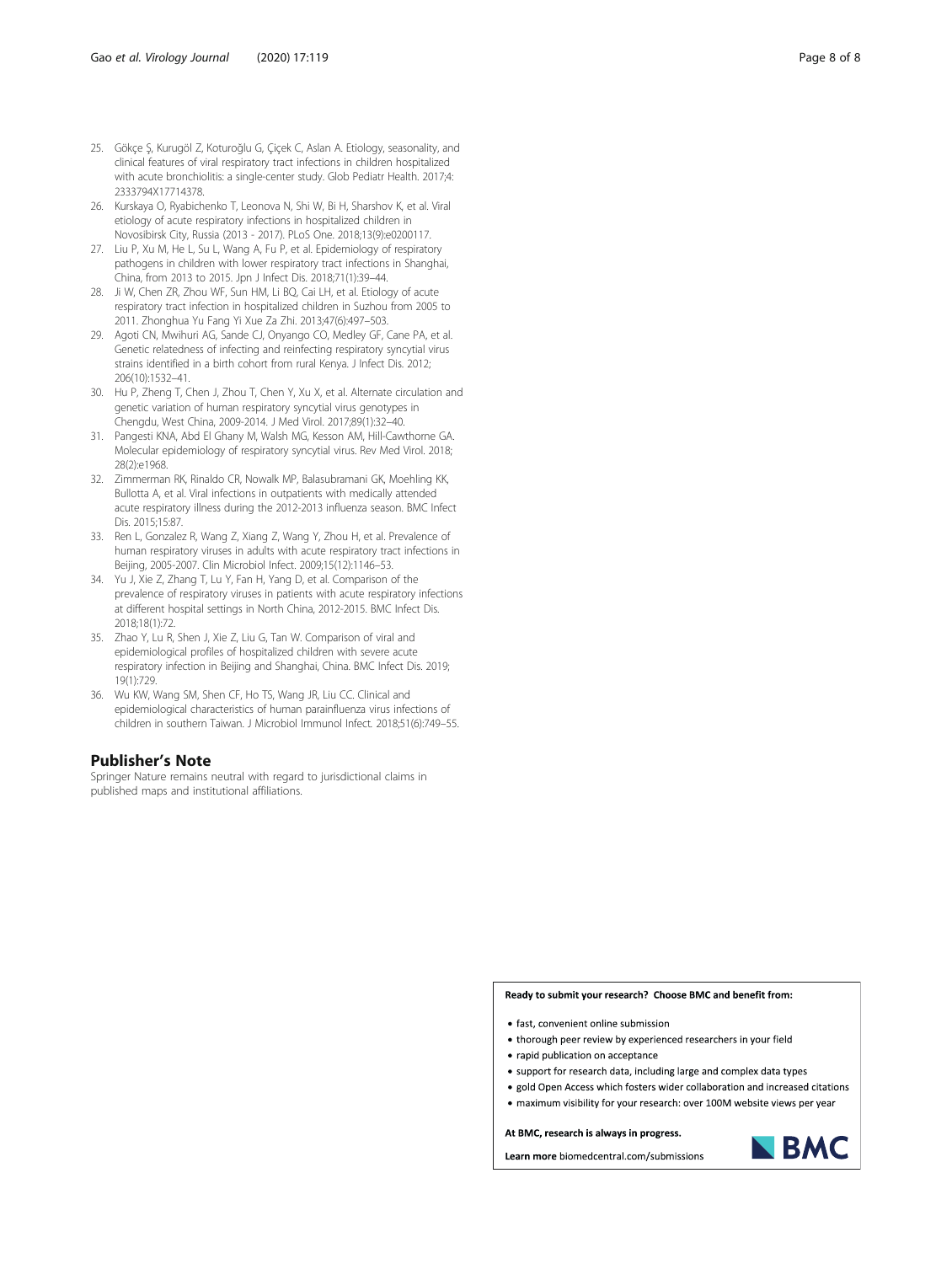25. Gökçe Ş, Kurugöl Z, Koturoğlu G, Çiçek C, Aslan A. Etiology, seasonality, and clinical features of viral respiratory tract infections in children hospitalized with acute bronchiolitis: a single-center study. Glob Pediatr Health. 2017;4: 2333794X17714378.
26. Kurskaya O, Ryabichenko T, Leonova N, Shi W, Bi H, Sharshov K, et al. Viral etiology of acute respiratory infections in hospitalized children in Novosibirsk City, Russia (2013 - 2017). PLoS One. 2018;13(9):e0200117.
27. Liu P, Xu M, He L, Su L, Wang A, Fu P, et al. Epidemiology of respiratory pathogens in children with lower respiratory tract infections in Shanghai, China, from 2013 to 2015. Jpn J Infect Dis. 2018;71(1):39–44.
28. Ji W, Chen ZR, Zhou WF, Sun HM, Li BQ, Cai LH, et al. Etiology of acute respiratory tract infection in hospitalized children in Suzhou from 2005 to 2011. Zhonghua Yu Fang Yi Xue Za Zhi. 2013;47(6):497–503.
29. Agoti CN, Mwihuri AG, Sande CJ, Onyango CO, Medley GF, Cane PA, et al. Genetic relatedness of infecting and reinfecting respiratory syncytial virus strains identified in a birth cohort from rural Kenya. J Infect Dis. 2012; 206(10):1532–41.
30. Hu P, Zheng T, Chen J, Zhou T, Chen Y, Xu X, et al. Alternate circulation and genetic variation of human respiratory syncytial virus genotypes in Chengdu, West China, 2009-2014. J Med Virol. 2017;89(1):32–40.
31. Pangesti KNA, Abd El Ghany M, Walsh MG, Kesson AM, Hill-Cawthorne GA. Molecular epidemiology of respiratory syncytial virus. Rev Med Virol. 2018; 28(2):e1968.
32. Zimmerman RK, Rinaldo CR, Nowalk MP, Balasubramani GK, Moehling KK, Bullotta A, et al. Viral infections in outpatients with medically attended acute respiratory illness during the 2012-2013 influenza season. BMC Infect Dis. 2015;15:87.
33. Ren L, Gonzalez R, Wang Z, Xiang Z, Wang Y, Zhou H, et al. Prevalence of human respiratory viruses in adults with acute respiratory tract infections in Beijing, 2005-2007. Clin Microbiol Infect. 2009;15(12):1146–53.
34. Yu J, Xie Z, Zhang T, Lu Y, Fan H, Yang D, et al. Comparison of the prevalence of respiratory viruses in patients with acute respiratory infections at different hospital settings in North China, 2012-2015. BMC Infect Dis. 2018;18(1):72.
35. Zhao Y, Lu R, Shen J, Xie Z, Liu G, Tan W. Comparison of viral and epidemiological profiles of hospitalized children with severe acute respiratory infection in Beijing and Shanghai, China. BMC Infect Dis. 2019; 19(1):729.
36. Wu KW, Wang SM, Shen CF, Ho TS, Wang JR, Liu CC. Clinical and epidemiological characteristics of human parainfluenza virus infections of children in southern Taiwan. J Microbiol Immunol Infect. 2018;51(6):749–55.

## Publisher's Note

Springer Nature remains neutral with regard to jurisdictional claims in published maps and institutional affiliations.

**Ready to submit your research? Choose BMC and benefit from:**

- fast, convenient online submission
- thorough peer review by experienced researchers in your field
- rapid publication on acceptance
- support for research data, including large and complex data types
- gold Open Access which fosters wider collaboration and increased citations
- maximum visibility for your research: over 100M website views per year

**At BMC, research is always in progress.**

**Learn more** biomedcentral.com/submissions

BMC